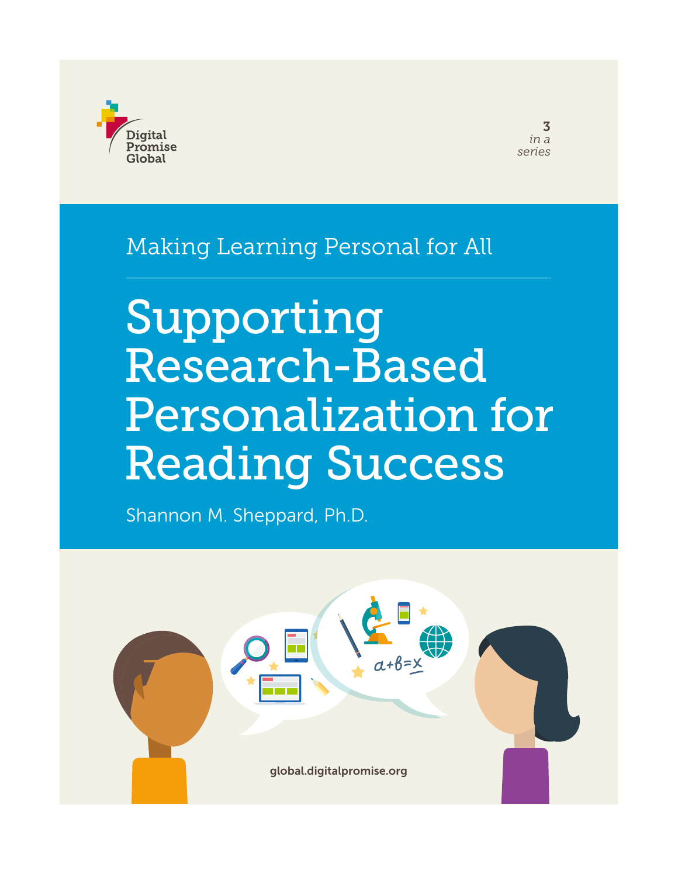Digital Promise Global

3 *in a series*

Making Learning Personal for All

# Supporting Research-Based Personalization for Reading Success

Shannon M. Sheppard, Ph.D.

global.digitalpromise.org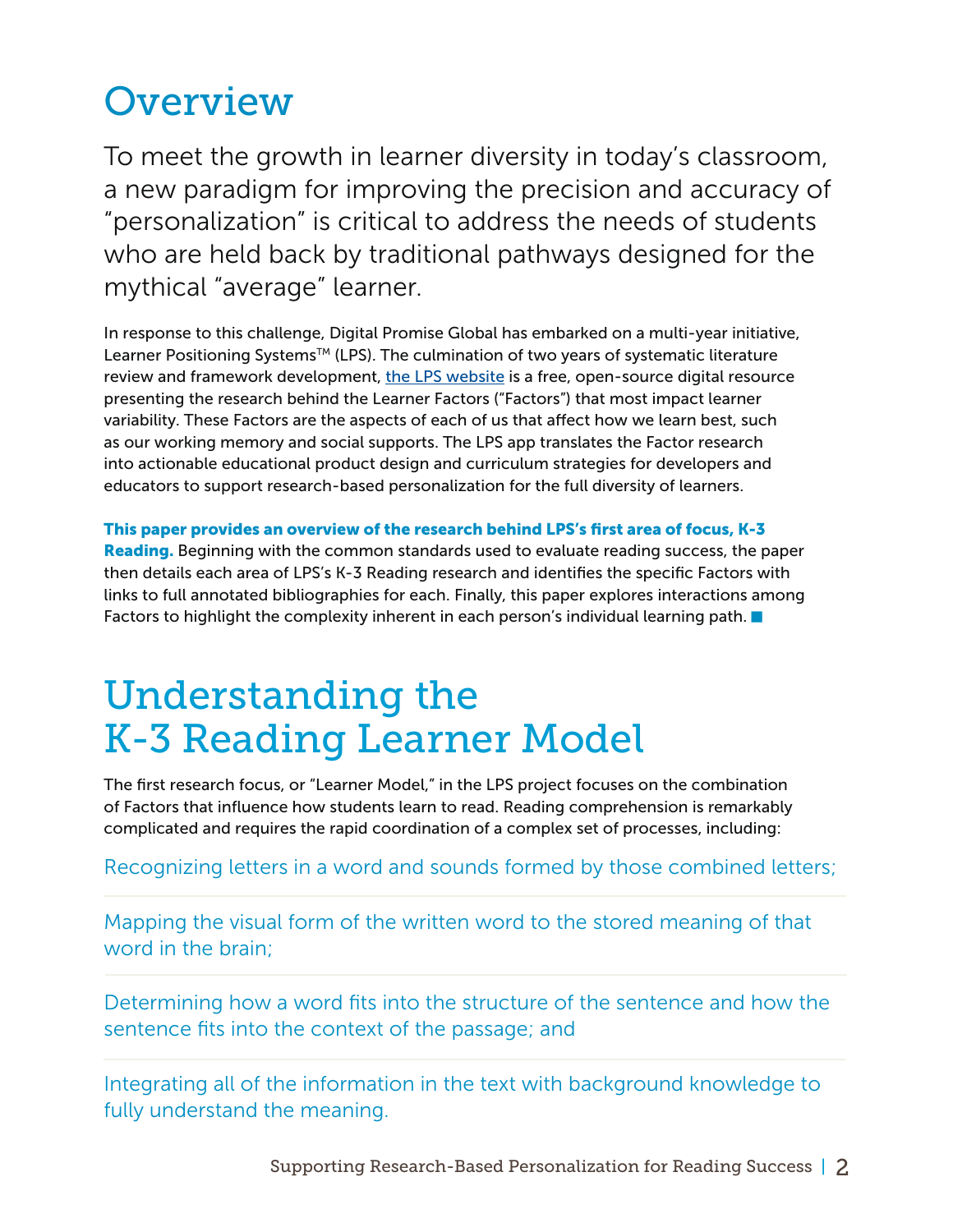# Overview

To meet the growth in learner diversity in today's classroom, a new paradigm for improving the precision and accuracy of "personalization" is critical to address the needs of students who are held back by traditional pathways designed for the mythical "average" learner.

In response to this challenge, Digital Promise Global has embarked on a multi-year initiative, Learner Positioning Systems™ (LPS). The culmination of two years of systematic literature review and framework development, the LPS website is a free, open-source digital resource presenting the research behind the Learner Factors ("Factors") that most impact learner variability. These Factors are the aspects of each of us that affect how we learn best, such as our working memory and social supports. The LPS app translates the Factor research into actionable educational product design and curriculum strategies for developers and educators to support research-based personalization for the full diversity of learners.

**This paper provides an overview of the research behind LPS's first area of focus, K-3 Reading.** Beginning with the common standards used to evaluate reading success, the paper then details each area of LPS's K-3 Reading research and identifies the specific Factors with links to full annotated bibliographies for each. Finally, this paper explores interactions among Factors to highlight the complexity inherent in each person's individual learning path. ■

# Understanding the K-3 Reading Learner Model

The first research focus, or "Learner Model," in the LPS project focuses on the combination of Factors that influence how students learn to read. Reading comprehension is remarkably complicated and requires the rapid coordination of a complex set of processes, including:

- Recognizing letters in a word and sounds formed by those combined letters;
- Mapping the visual form of the written word to the stored meaning of that word in the brain;
- Determining how a word fits into the structure of the sentence and how the sentence fits into the context of the passage; and
- Integrating all of the information in the text with background knowledge to fully understand the meaning.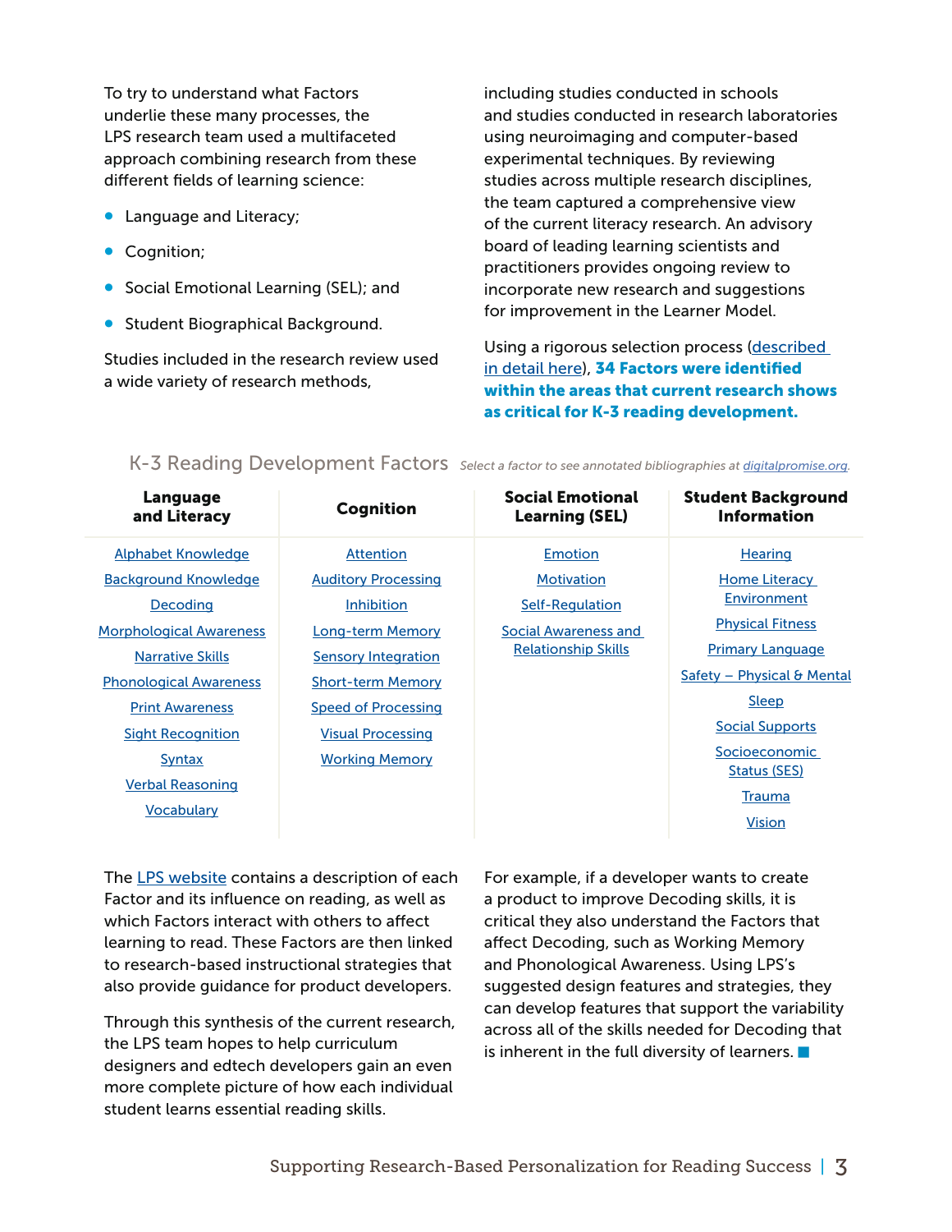To try to understand what Factors underlie these many processes, the LPS research team used a multifaceted approach combining research from these different fields of learning science:

- Language and Literacy;
- Cognition;
- Social Emotional Learning (SEL); and
- Student Biographical Background.

Studies included in the research review used a wide variety of research methods, including studies conducted in schools and studies conducted in research laboratories using neuroimaging and computer-based experimental techniques. By reviewing studies across multiple research disciplines, the team captured a comprehensive view of the current literacy research. An advisory board of leading learning scientists and practitioners provides ongoing review to incorporate new research and suggestions for improvement in the Learner Model.

Using a rigorous selection process (described in detail here), **34 Factors were identified within the areas that current research shows as critical for K-3 reading development.**

## K-3 Reading Development Factors

*Select a factor to see annotated bibliographies at digitalpromise.org.*

| Language and Literacy | Cognition | Social Emotional Learning (SEL) | Student Background Information |
|---|---|---|---|
| Alphabet Knowledge | Attention | Emotion | Hearing |
| Background Knowledge | Auditory Processing | Motivation | Home Literacy Environment |
| Decoding | Inhibition | Self-Regulation | Physical Fitness |
| Morphological Awareness | Long-term Memory | Social Awareness and Relationship Skills | Primary Language |
| Narrative Skills | Sensory Integration | | Safety – Physical & Mental |
| Phonological Awareness | Short-term Memory | | Sleep |
| Print Awareness | Speed of Processing | | Social Supports |
| Sight Recognition | Visual Processing | | Socioeconomic Status (SES) |
| Syntax | Working Memory | | Trauma |
| Verbal Reasoning | | | Vision |
| Vocabulary | | | |

The LPS website contains a description of each Factor and its influence on reading, as well as which Factors interact with others to affect learning to read. These Factors are then linked to research-based instructional strategies that also provide guidance for product developers.

Through this synthesis of the current research, the LPS team hopes to help curriculum designers and edtech developers gain an even more complete picture of how each individual student learns essential reading skills.

For example, if a developer wants to create a product to improve Decoding skills, it is critical they also understand the Factors that affect Decoding, such as Working Memory and Phonological Awareness. Using LPS's suggested design features and strategies, they can develop features that support the variability across all of the skills needed for Decoding that is inherent in the full diversity of learners.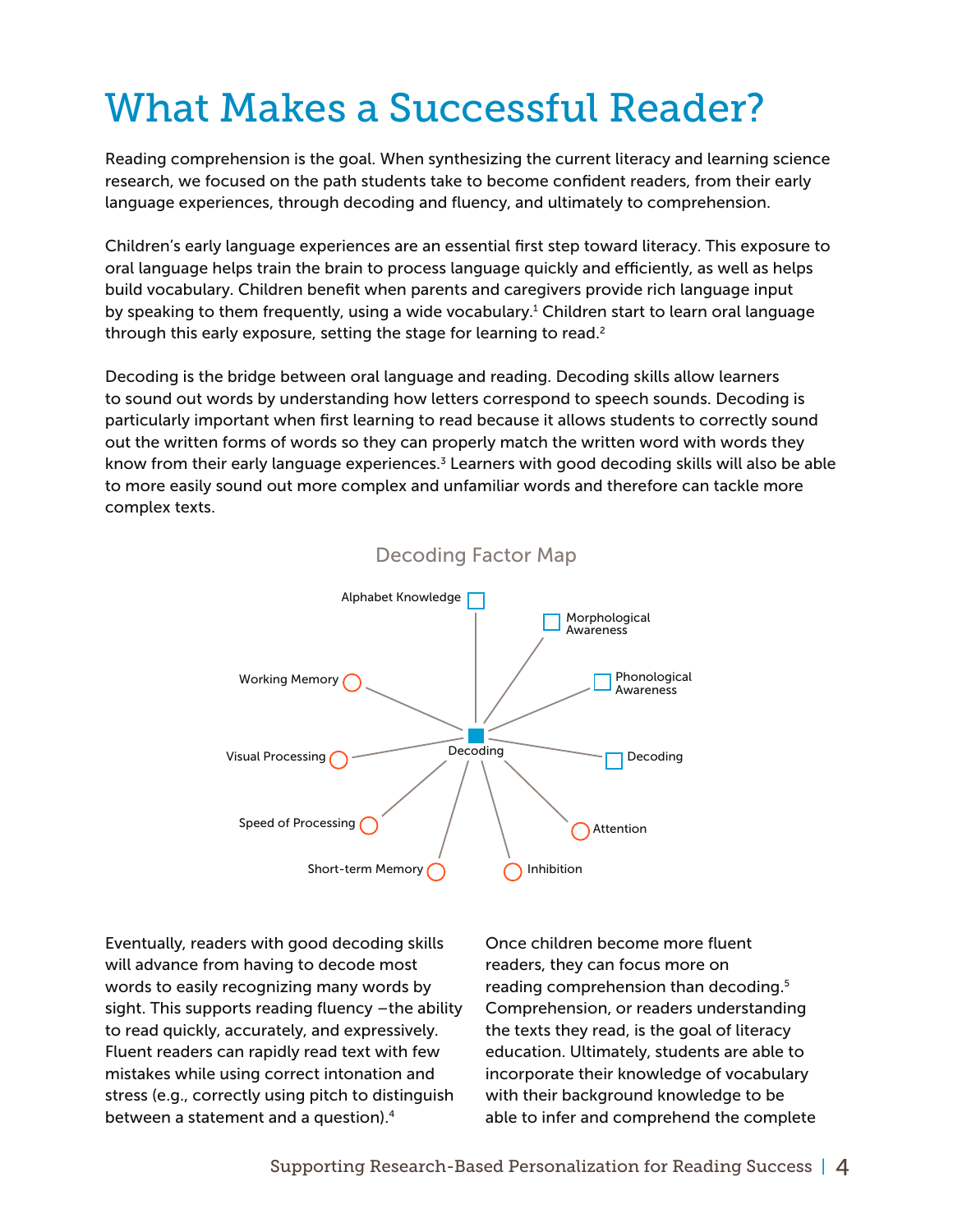# What Makes a Successful Reader?

Reading comprehension is the goal. When synthesizing the current literacy and learning science research, we focused on the path students take to become confident readers, from their early language experiences, through decoding and fluency, and ultimately to comprehension.

Children's early language experiences are an essential first step toward literacy. This exposure to oral language helps train the brain to process language quickly and efficiently, as well as helps build vocabulary. Children benefit when parents and caregivers provide rich language input by speaking to them frequently, using a wide vocabulary.[1] Children start to learn oral language through this early exposure, setting the stage for learning to read.[2]

Decoding is the bridge between oral language and reading. Decoding skills allow learners to sound out words by understanding how letters correspond to speech sounds. Decoding is particularly important when first learning to read because it allows students to correctly sound out the written forms of words so they can properly match the written word with words they know from their early language experiences.[3] Learners with good decoding skills will also be able to more easily sound out more complex and unfamiliar words and therefore can tackle more complex texts.

Decoding Factor Map

Decoding

Alphabet Knowledge
Morphological Awareness
Phonological Awareness
Decoding
Attention
Inhibition
Short-term Memory
Speed of Processing
Visual Processing
Working Memory

Eventually, readers with good decoding skills will advance from having to decode most words to easily recognizing many words by sight. This supports reading fluency –the ability to read quickly, accurately, and expressively. Fluent readers can rapidly read text with few mistakes while using correct intonation and stress (e.g., correctly using pitch to distinguish between a statement and a question).[4]

Once children become more fluent readers, they can focus more on reading comprehension than decoding.[5] Comprehension, or readers understanding the texts they read, is the goal of literacy education. Ultimately, students are able to incorporate their knowledge of vocabulary with their background knowledge to be able to infer and comprehend the complete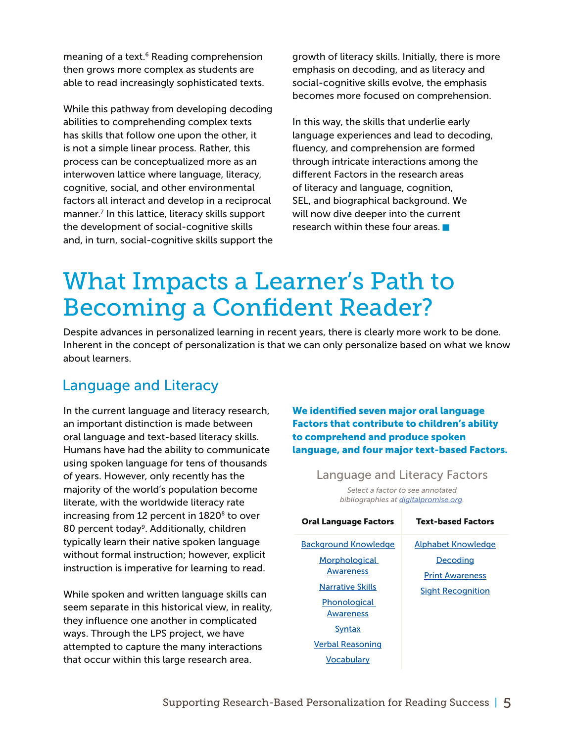meaning of a text.[6] Reading comprehension then grows more complex as students are able to read increasingly sophisticated texts.

While this pathway from developing decoding abilities to comprehending complex texts has skills that follow one upon the other, it is not a simple linear process. Rather, this process can be conceptualized more as an interwoven lattice where language, literacy, cognitive, social, and other environmental factors all interact and develop in a reciprocal manner.[7] In this lattice, literacy skills support the development of social-cognitive skills and, in turn, social-cognitive skills support the growth of literacy skills. Initially, there is more emphasis on decoding, and as literacy and social-cognitive skills evolve, the emphasis becomes more focused on comprehension.

In this way, the skills that underlie early language experiences and lead to decoding, fluency, and comprehension are formed through intricate interactions among the different Factors in the research areas of literacy and language, cognition, SEL, and biographical background. We will now dive deeper into the current research within these four areas. ■

# What Impacts a Learner's Path to Becoming a Confident Reader?

Despite advances in personalized learning in recent years, there is clearly more work to be done. Inherent in the concept of personalization is that we can only personalize based on what we know about learners.

## Language and Literacy

In the current language and literacy research, an important distinction is made between oral language and text-based literacy skills. Humans have had the ability to communicate using spoken language for tens of thousands of years. However, only recently has the majority of the world's population become literate, with the worldwide literacy rate increasing from 12 percent in 1820[8] to over 80 percent today[9]. Additionally, children typically learn their native spoken language without formal instruction; however, explicit instruction is imperative for learning to read.

While spoken and written language skills can seem separate in this historical view, in reality, they influence one another in complicated ways. Through the LPS project, we have attempted to capture the many interactions that occur within this large research area.

**We identified seven major oral language Factors that contribute to children's ability to comprehend and produce spoken language, and four major text-based Factors.**

### Language and Literacy Factors

*Select a factor to see annotated bibliographies at digitalpromise.org.*

| Oral Language Factors | Text-based Factors |
| --- | --- |
| Background Knowledge | Alphabet Knowledge |
| Morphological Awareness | Decoding |
| Narrative Skills | Print Awareness |
| Phonological Awareness | Sight Recognition |
| Syntax | |
| Verbal Reasoning | |
| Vocabulary | |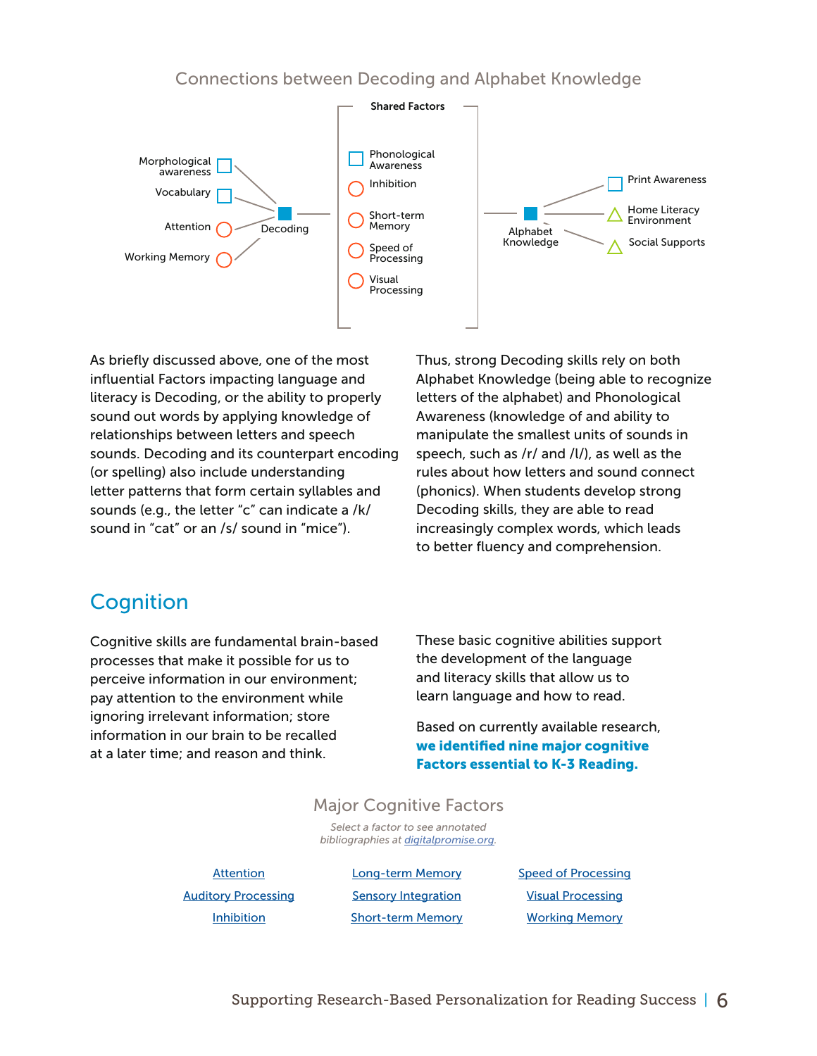## Connections between Decoding and Alphabet Knowledge

**Shared Factors**

- Phonological Awareness
- Inhibition
- Short-term Memory
- Speed of Processing
- Visual Processing

Decoding: Morphological awareness, Vocabulary, Attention, Working Memory

Alphabet Knowledge: Print Awareness, Home Literacy Environment, Social Supports

As briefly discussed above, one of the most influential Factors impacting language and literacy is Decoding, or the ability to properly sound out words by applying knowledge of relationships between letters and speech sounds. Decoding and its counterpart encoding (or spelling) also include understanding letter patterns that form certain syllables and sounds (e.g., the letter "c" can indicate a /k/ sound in "cat" or an /s/ sound in "mice").

Thus, strong Decoding skills rely on both Alphabet Knowledge (being able to recognize letters of the alphabet) and Phonological Awareness (knowledge of and ability to manipulate the smallest units of sounds in speech, such as /r/ and /l/), as well as the rules about how letters and sound connect (phonics). When students develop strong Decoding skills, they are able to read increasingly complex words, which leads to better fluency and comprehension.

# Cognition

Cognitive skills are fundamental brain-based processes that make it possible for us to perceive information in our environment; pay attention to the environment while ignoring irrelevant information; store information in our brain to be recalled at a later time; and reason and think.

These basic cognitive abilities support the development of the language and literacy skills that allow us to learn language and how to read.

Based on currently available research, **we identified nine major cognitive Factors essential to K-3 Reading.**

## Major Cognitive Factors

*Select a factor to see annotated bibliographies at digitalpromise.org.*

| | | |
|---|---|---|
| Attention | Long-term Memory | Speed of Processing |
| Auditory Processing | Sensory Integration | Visual Processing |
| Inhibition | Short-term Memory | Working Memory |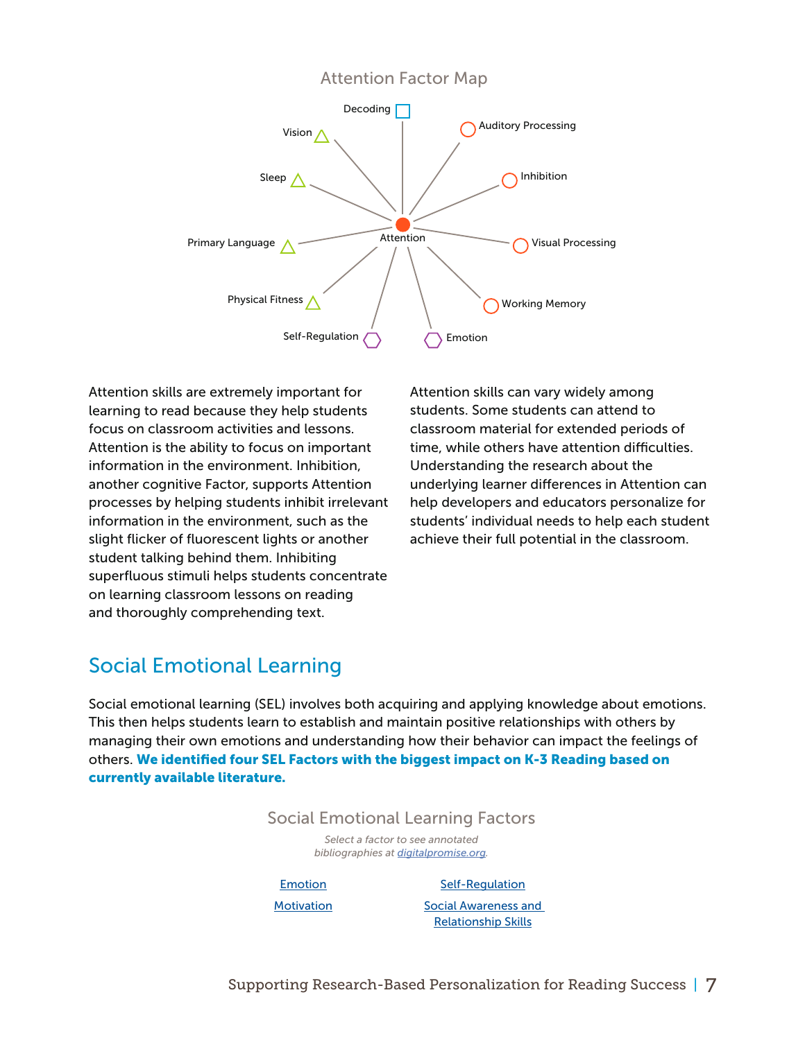### Attention Factor Map

Decoding

Vision

Auditory Processing

Sleep

Inhibition

Primary Language

Attention

Visual Processing

Physical Fitness

Working Memory

Self-Regulation

Emotion

Attention skills are extremely important for learning to read because they help students focus on classroom activities and lessons. Attention is the ability to focus on important information in the environment. Inhibition, another cognitive Factor, supports Attention processes by helping students inhibit irrelevant information in the environment, such as the slight flicker of fluorescent lights or another student talking behind them. Inhibiting superfluous stimuli helps students concentrate on learning classroom lessons on reading and thoroughly comprehending text.

Attention skills can vary widely among students. Some students can attend to classroom material for extended periods of time, while others have attention difficulties. Understanding the research about the underlying learner differences in Attention can help developers and educators personalize for students' individual needs to help each student achieve their full potential in the classroom.

## Social Emotional Learning

Social emotional learning (SEL) involves both acquiring and applying knowledge about emotions. This then helps students learn to establish and maintain positive relationships with others by managing their own emotions and understanding how their behavior can impact the feelings of others. **We identified four SEL Factors with the biggest impact on K-3 Reading based on currently available literature.**

### Social Emotional Learning Factors

*Select a factor to see annotated bibliographies at digitalpromise.org.*

| | |
|---|---|
| Emotion | Self-Regulation |
| Motivation | Social Awareness and Relationship Skills |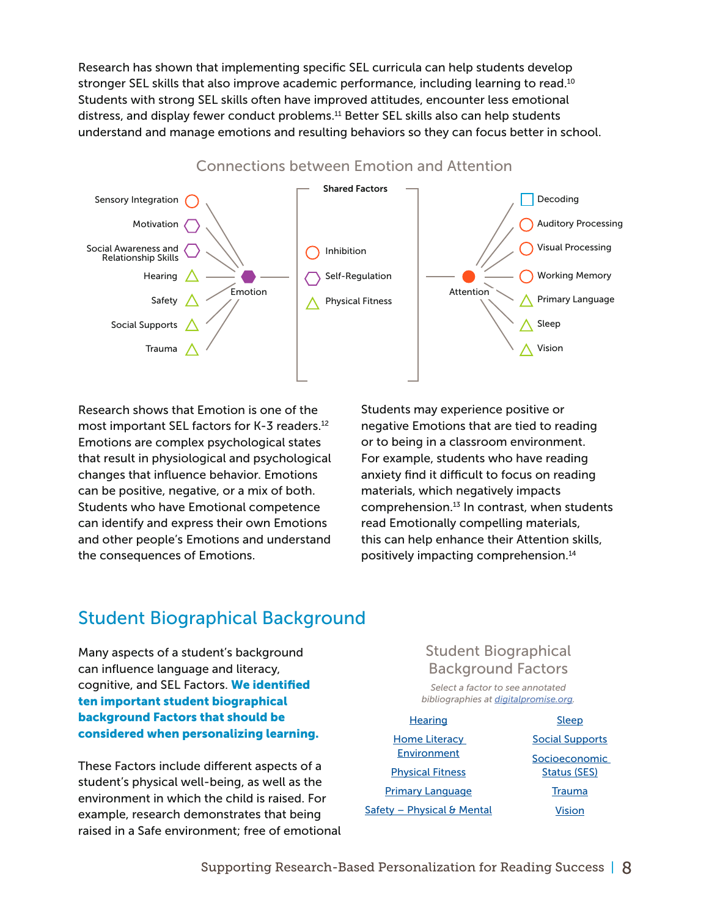Research has shown that implementing specific SEL curricula can help students develop stronger SEL skills that also improve academic performance, including learning to read.[10] Students with strong SEL skills often have improved attitudes, encounter less emotional distress, and display fewer conduct problems.[11] Better SEL skills also can help students understand and manage emotions and resulting behaviors so they can focus better in school.

### Connections between Emotion and Attention

Emotion: Sensory Integration, Motivation, Social Awareness and Relationship Skills, Hearing, Safety, Social Supports, Trauma

Shared Factors: Inhibition, Self-Regulation, Physical Fitness

Attention: Decoding, Auditory Processing, Visual Processing, Working Memory, Primary Language, Sleep, Vision

Research shows that Emotion is one of the most important SEL factors for K-3 readers.[12] Emotions are complex psychological states that result in physiological and psychological changes that influence behavior. Emotions can be positive, negative, or a mix of both. Students who have Emotional competence can identify and express their own Emotions and other people's Emotions and understand the consequences of Emotions.

Students may experience positive or negative Emotions that are tied to reading or to being in a classroom environment. For example, students who have reading anxiety find it difficult to focus on reading materials, which negatively impacts comprehension.[13] In contrast, when students read Emotionally compelling materials, this can help enhance their Attention skills, positively impacting comprehension.[14]

## Student Biographical Background

Many aspects of a student's background can influence language and literacy, cognitive, and SEL Factors. **We identified ten important student biographical background Factors that should be considered when personalizing learning.**

These Factors include different aspects of a student's physical well-being, as well as the environment in which the child is raised. For example, research demonstrates that being raised in a Safe environment; free of emotional

### Student Biographical Background Factors

*Select a factor to see annotated bibliographies at digitalpromise.org.*

| | |
|---|---|
| Hearing | Sleep |
| Home Literacy Environment | Social Supports |
| Physical Fitness | Socioeconomic Status (SES) |
| Primary Language | Trauma |
| Safety – Physical & Mental | Vision |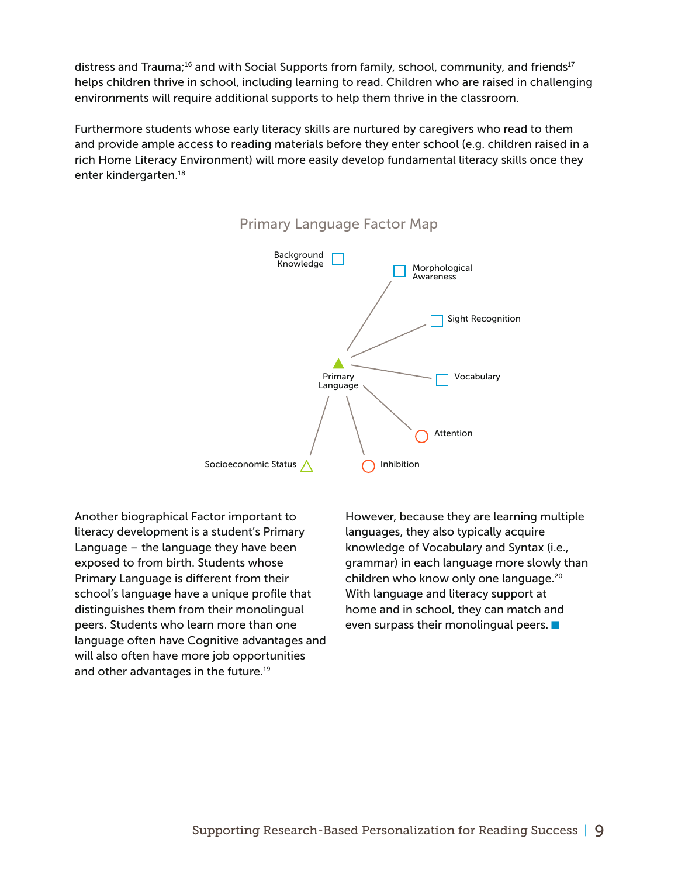distress and Trauma;[16] and with Social Supports from family, school, community, and friends[17] helps children thrive in school, including learning to read. Children who are raised in challenging environments will require additional supports to help them thrive in the classroom.

Furthermore students whose early literacy skills are nurtured by caregivers who read to them and provide ample access to reading materials before they enter school (e.g. children raised in a rich Home Literacy Environment) will more easily develop fundamental literacy skills once they enter kindergarten.[18]

Primary Language Factor Map

Background Knowledge

Morphological Awareness

Sight Recognition

Vocabulary

Primary Language

Attention

Socioeconomic Status

Inhibition

Another biographical Factor important to literacy development is a student's Primary Language – the language they have been exposed to from birth. Students whose Primary Language is different from their school's language have a unique profile that distinguishes them from their monolingual peers. Students who learn more than one language often have Cognitive advantages and will also often have more job opportunities and other advantages in the future.[19]

However, because they are learning multiple languages, they also typically acquire knowledge of Vocabulary and Syntax (i.e., grammar) in each language more slowly than children who know only one language.[20] With language and literacy support at home and in school, they can match and even surpass their monolingual peers.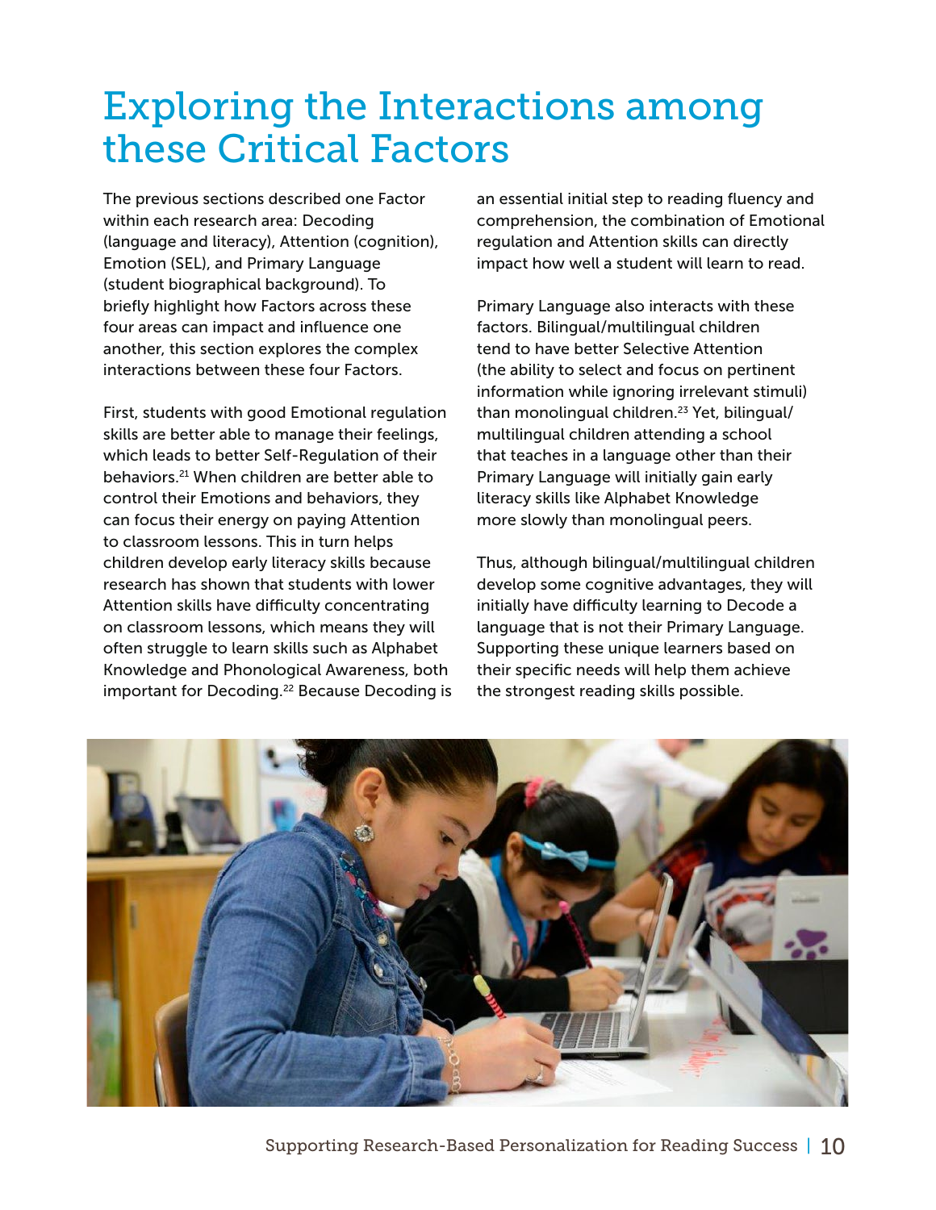# Exploring the Interactions among these Critical Factors

The previous sections described one Factor within each research area: Decoding (language and literacy), Attention (cognition), Emotion (SEL), and Primary Language (student biographical background). To briefly highlight how Factors across these four areas can impact and influence one another, this section explores the complex interactions between these four Factors.

First, students with good Emotional regulation skills are better able to manage their feelings, which leads to better Self-Regulation of their behaviors.[21] When children are better able to control their Emotions and behaviors, they can focus their energy on paying Attention to classroom lessons. This in turn helps children develop early literacy skills because research has shown that students with lower Attention skills have difficulty concentrating on classroom lessons, which means they will often struggle to learn skills such as Alphabet Knowledge and Phonological Awareness, both important for Decoding.[22] Because Decoding is an essential initial step to reading fluency and comprehension, the combination of Emotional regulation and Attention skills can directly impact how well a student will learn to read.

Primary Language also interacts with these factors. Bilingual/multilingual children tend to have better Selective Attention (the ability to select and focus on pertinent information while ignoring irrelevant stimuli) than monolingual children.[23] Yet, bilingual/multilingual children attending a school that teaches in a language other than their Primary Language will initially gain early literacy skills like Alphabet Knowledge more slowly than monolingual peers.

Thus, although bilingual/multilingual children develop some cognitive advantages, they will initially have difficulty learning to Decode a language that is not their Primary Language. Supporting these unique learners based on their specific needs will help them achieve the strongest reading skills possible.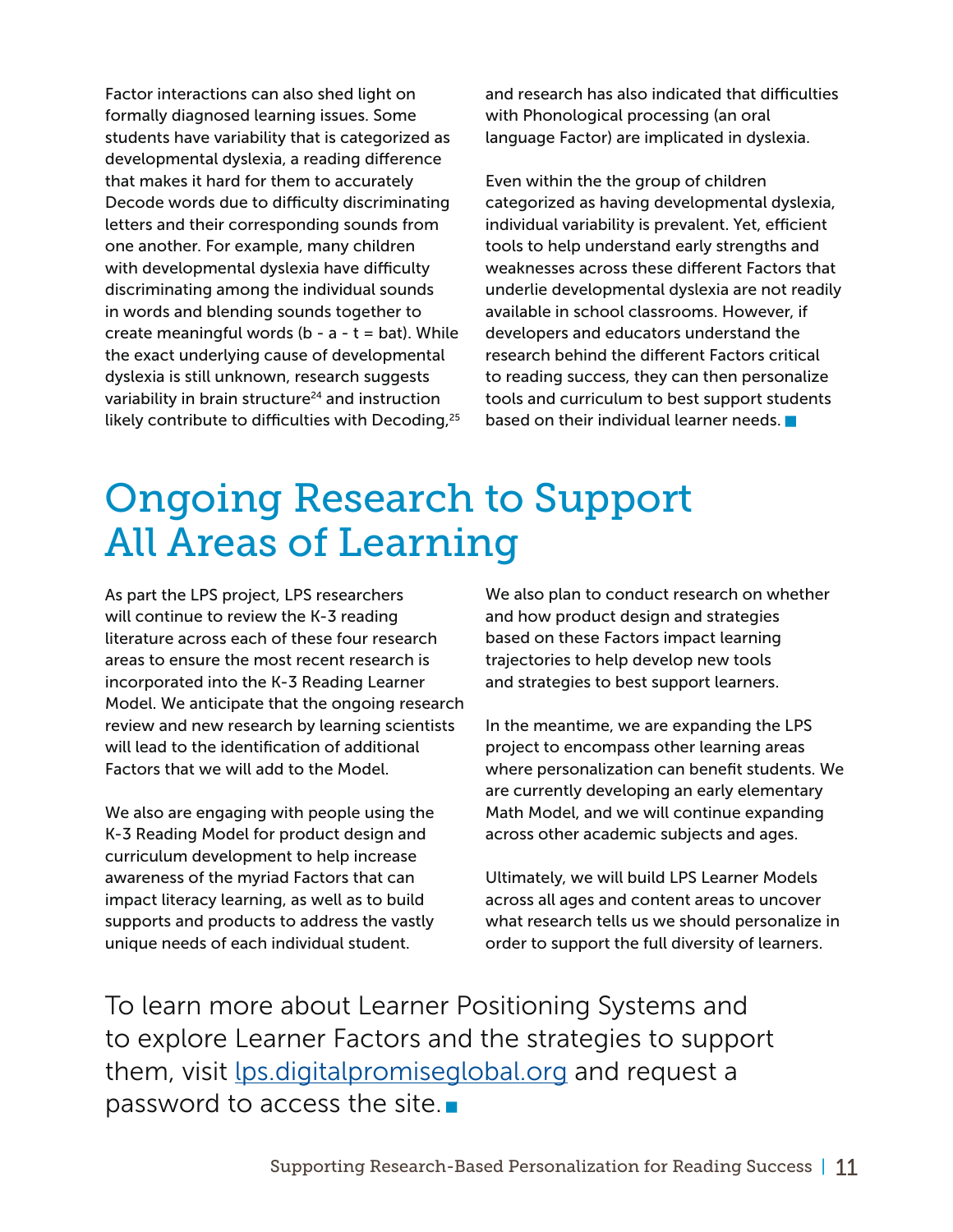Factor interactions can also shed light on formally diagnosed learning issues. Some students have variability that is categorized as developmental dyslexia, a reading difference that makes it hard for them to accurately Decode words due to difficulty discriminating letters and their corresponding sounds from one another. For example, many children with developmental dyslexia have difficulty discriminating among the individual sounds in words and blending sounds together to create meaningful words (b - a - t = bat). While the exact underlying cause of developmental dyslexia is still unknown, research suggests variability in brain structure[24] and instruction likely contribute to difficulties with Decoding,[25] and research has also indicated that difficulties with Phonological processing (an oral language Factor) are implicated in dyslexia.

Even within the the group of children categorized as having developmental dyslexia, individual variability is prevalent. Yet, efficient tools to help understand early strengths and weaknesses across these different Factors that underlie developmental dyslexia are not readily available in school classrooms. However, if developers and educators understand the research behind the different Factors critical to reading success, they can then personalize tools and curriculum to best support students based on their individual learner needs. ■

# Ongoing Research to Support All Areas of Learning

As part the LPS project, LPS researchers will continue to review the K-3 reading literature across each of these four research areas to ensure the most recent research is incorporated into the K-3 Reading Learner Model. We anticipate that the ongoing research review and new research by learning scientists will lead to the identification of additional Factors that we will add to the Model.

We also are engaging with people using the K-3 Reading Model for product design and curriculum development to help increase awareness of the myriad Factors that can impact literacy learning, as well as to build supports and products to address the vastly unique needs of each individual student.

We also plan to conduct research on whether and how product design and strategies based on these Factors impact learning trajectories to help develop new tools and strategies to best support learners.

In the meantime, we are expanding the LPS project to encompass other learning areas where personalization can benefit students. We are currently developing an early elementary Math Model, and we will continue expanding across other academic subjects and ages.

Ultimately, we will build LPS Learner Models across all ages and content areas to uncover what research tells us we should personalize in order to support the full diversity of learners.

To learn more about Learner Positioning Systems and to explore Learner Factors and the strategies to support them, visit [lps.digitalpromiseglobal.org](lps.digitalpromiseglobal.org) and request a password to access the site. ■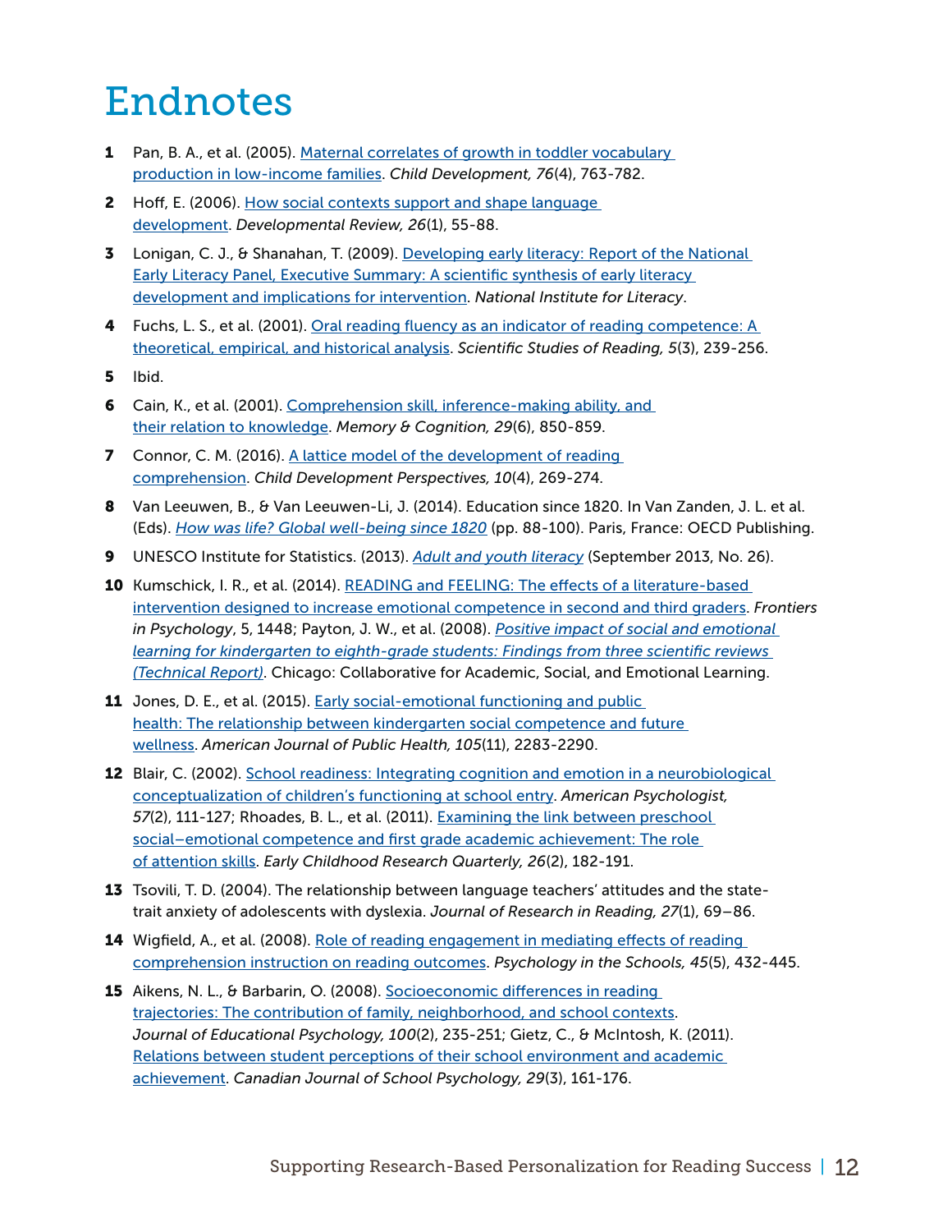# Endnotes

1. Pan, B. A., et al. (2005). Maternal correlates of growth in toddler vocabulary production in low-income families. *Child Development, 76*(4), 763-782.

2. Hoff, E. (2006). How social contexts support and shape language development. *Developmental Review, 26*(1), 55-88.

3. Lonigan, C. J., & Shanahan, T. (2009). Developing early literacy: Report of the National Early Literacy Panel, Executive Summary: A scientific synthesis of early literacy development and implications for intervention. *National Institute for Literacy*.

4. Fuchs, L. S., et al. (2001). Oral reading fluency as an indicator of reading competence: A theoretical, empirical, and historical analysis. *Scientific Studies of Reading, 5*(3), 239-256.

5. Ibid.

6. Cain, K., et al. (2001). Comprehension skill, inference-making ability, and their relation to knowledge. *Memory & Cognition, 29*(6), 850-859.

7. Connor, C. M. (2016). A lattice model of the development of reading comprehension. *Child Development Perspectives, 10*(4), 269-274.

8. Van Leeuwen, B., & Van Leeuwen-Li, J. (2014). Education since 1820. In Van Zanden, J. L. et al. (Eds). *How was life? Global well-being since 1820* (pp. 88-100). Paris, France: OECD Publishing.

9. UNESCO Institute for Statistics. (2013). *Adult and youth literacy* (September 2013, No. 26).

10. Kumschick, I. R., et al. (2014). READING and FEELING: The effects of a literature-based intervention designed to increase emotional competence in second and third graders. *Frontiers in Psychology*, 5, 1448; Payton, J. W., et al. (2008). *Positive impact of social and emotional learning for kindergarten to eighth-grade students: Findings from three scientific reviews (Technical Report)*. Chicago: Collaborative for Academic, Social, and Emotional Learning.

11. Jones, D. E., et al. (2015). Early social-emotional functioning and public health: The relationship between kindergarten social competence and future wellness. *American Journal of Public Health, 105*(11), 2283-2290.

12. Blair, C. (2002). School readiness: Integrating cognition and emotion in a neurobiological conceptualization of children's functioning at school entry. *American Psychologist, 57*(2), 111-127; Rhoades, B. L., et al. (2011). Examining the link between preschool social–emotional competence and first grade academic achievement: The role of attention skills. *Early Childhood Research Quarterly, 26*(2), 182-191.

13. Tsovili, T. D. (2004). The relationship between language teachers' attitudes and the state-trait anxiety of adolescents with dyslexia. *Journal of Research in Reading, 27*(1), 69–86.

14. Wigfield, A., et al. (2008). Role of reading engagement in mediating effects of reading comprehension instruction on reading outcomes. *Psychology in the Schools, 45*(5), 432-445.

15. Aikens, N. L., & Barbarin, O. (2008). Socioeconomic differences in reading trajectories: The contribution of family, neighborhood, and school contexts. *Journal of Educational Psychology, 100*(2), 235-251; Gietz, C., & McIntosh, K. (2011). Relations between student perceptions of their school environment and academic achievement. *Canadian Journal of School Psychology, 29*(3), 161-176.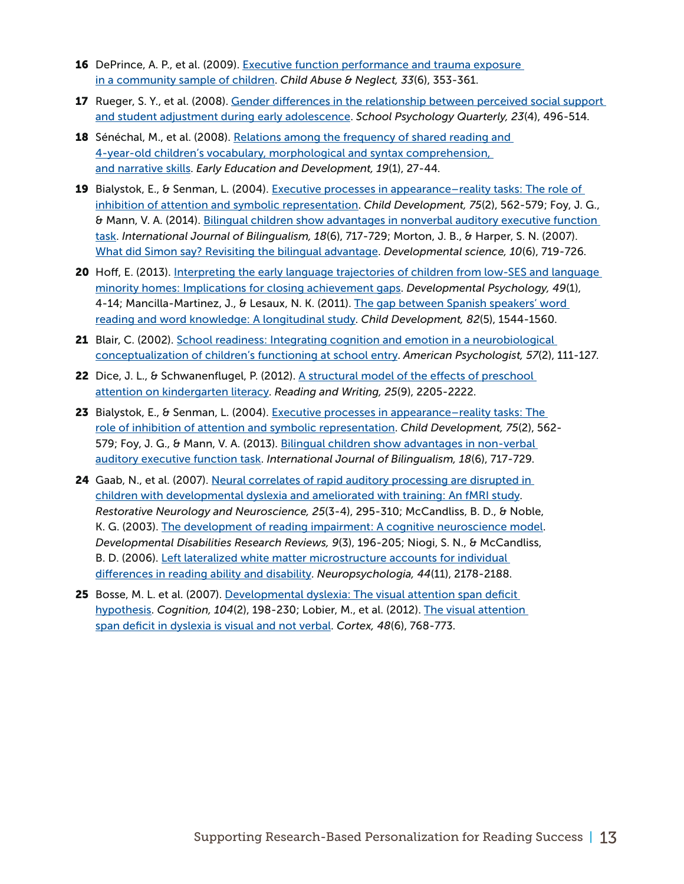**16** DePrince, A. P., et al. (2009). Executive function performance and trauma exposure in a community sample of children. *Child Abuse & Neglect, 33*(6), 353-361.

**17** Rueger, S. Y., et al. (2008). Gender differences in the relationship between perceived social support and student adjustment during early adolescence. *School Psychology Quarterly, 23*(4), 496-514.

**18** Sénéchal, M., et al. (2008). Relations among the frequency of shared reading and 4-year-old children's vocabulary, morphological and syntax comprehension, and narrative skills. *Early Education and Development, 19*(1), 27-44.

**19** Bialystok, E., & Senman, L. (2004). Executive processes in appearance–reality tasks: The role of inhibition of attention and symbolic representation. *Child Development, 75*(2), 562-579; Foy, J. G., & Mann, V. A. (2014). Bilingual children show advantages in nonverbal auditory executive function task. *International Journal of Bilingualism, 18*(6), 717-729; Morton, J. B., & Harper, S. N. (2007). What did Simon say? Revisiting the bilingual advantage. *Developmental science, 10*(6), 719-726.

**20** Hoff, E. (2013). Interpreting the early language trajectories of children from low-SES and language minority homes: Implications for closing achievement gaps. *Developmental Psychology, 49*(1), 4-14; Mancilla-Martinez, J., & Lesaux, N. K. (2011). The gap between Spanish speakers' word reading and word knowledge: A longitudinal study. *Child Development, 82*(5), 1544-1560.

**21** Blair, C. (2002). School readiness: Integrating cognition and emotion in a neurobiological conceptualization of children's functioning at school entry. *American Psychologist, 57*(2), 111-127.

**22** Dice, J. L., & Schwanenflugel, P. (2012). A structural model of the effects of preschool attention on kindergarten literacy. *Reading and Writing, 25*(9), 2205-2222.

**23** Bialystok, E., & Senman, L. (2004). Executive processes in appearance–reality tasks: The role of inhibition of attention and symbolic representation. *Child Development, 75*(2), 562-579; Foy, J. G., & Mann, V. A. (2013). Bilingual children show advantages in non-verbal auditory executive function task. *International Journal of Bilingualism, 18*(6), 717-729.

**24** Gaab, N., et al. (2007). Neural correlates of rapid auditory processing are disrupted in children with developmental dyslexia and ameliorated with training: An fMRI study. *Restorative Neurology and Neuroscience, 25*(3-4), 295-310; McCandliss, B. D., & Noble, K. G. (2003). The development of reading impairment: A cognitive neuroscience model. *Developmental Disabilities Research Reviews, 9*(3), 196-205; Niogi, S. N., & McCandliss, B. D. (2006). Left lateralized white matter microstructure accounts for individual differences in reading ability and disability. *Neuropsychologia, 44*(11), 2178-2188.

**25** Bosse, M. L. et al. (2007). Developmental dyslexia: The visual attention span deficit hypothesis. *Cognition, 104*(2), 198-230; Lobier, M., et al. (2012). The visual attention span deficit in dyslexia is visual and not verbal. *Cortex, 48*(6), 768-773.